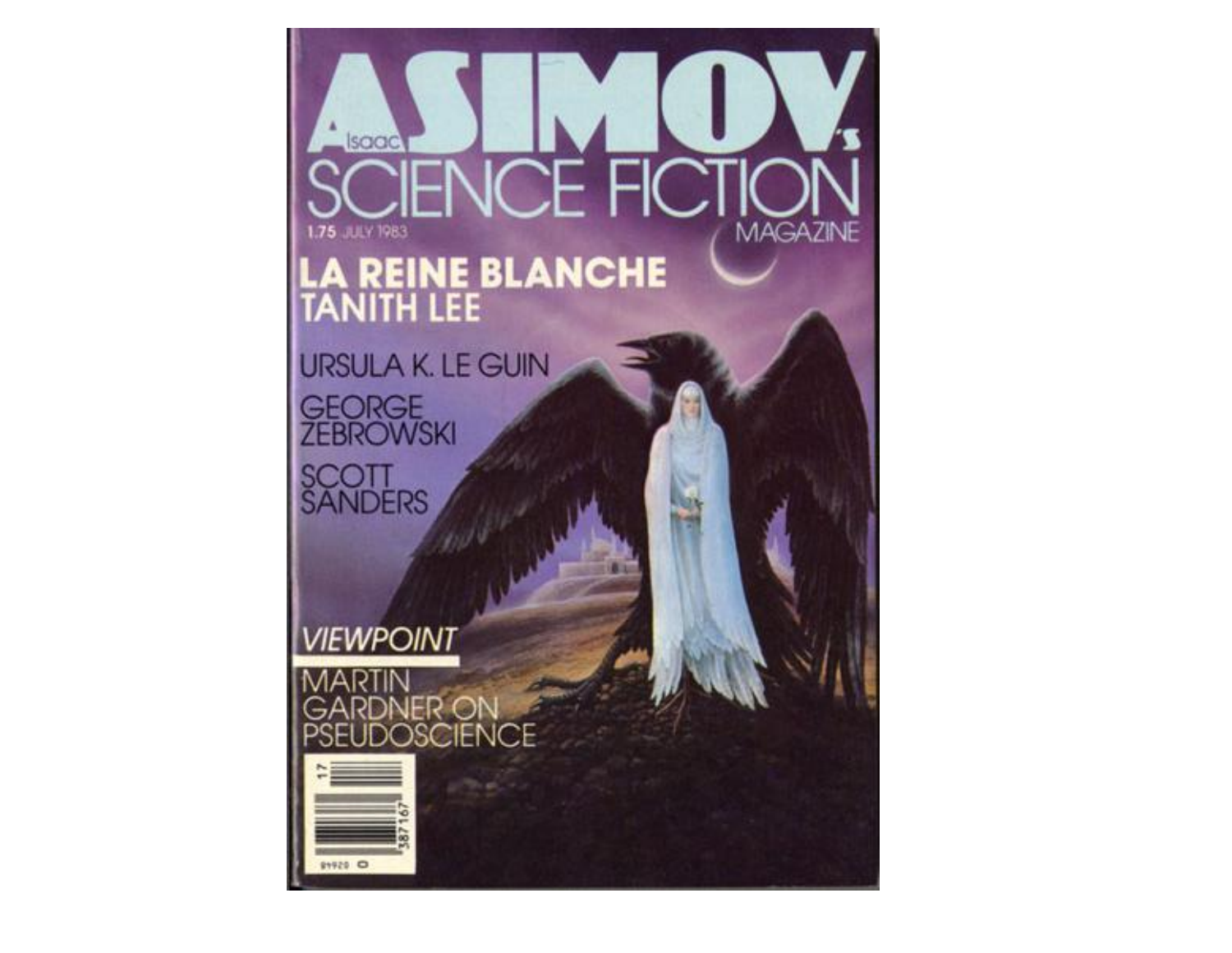# Isaac ASIMOV's SCIENCE FICTION MAGAZINE

1.75 JULY 1983

## LA REINE BLANCHE
## TANITH LEE

URSULA K. LE GUIN

GEORGE ZEBROWSKI

SCOTT SANDERS

*VIEWPOINT*

MARTIN GARDNER ON PSEUDOSCIENCE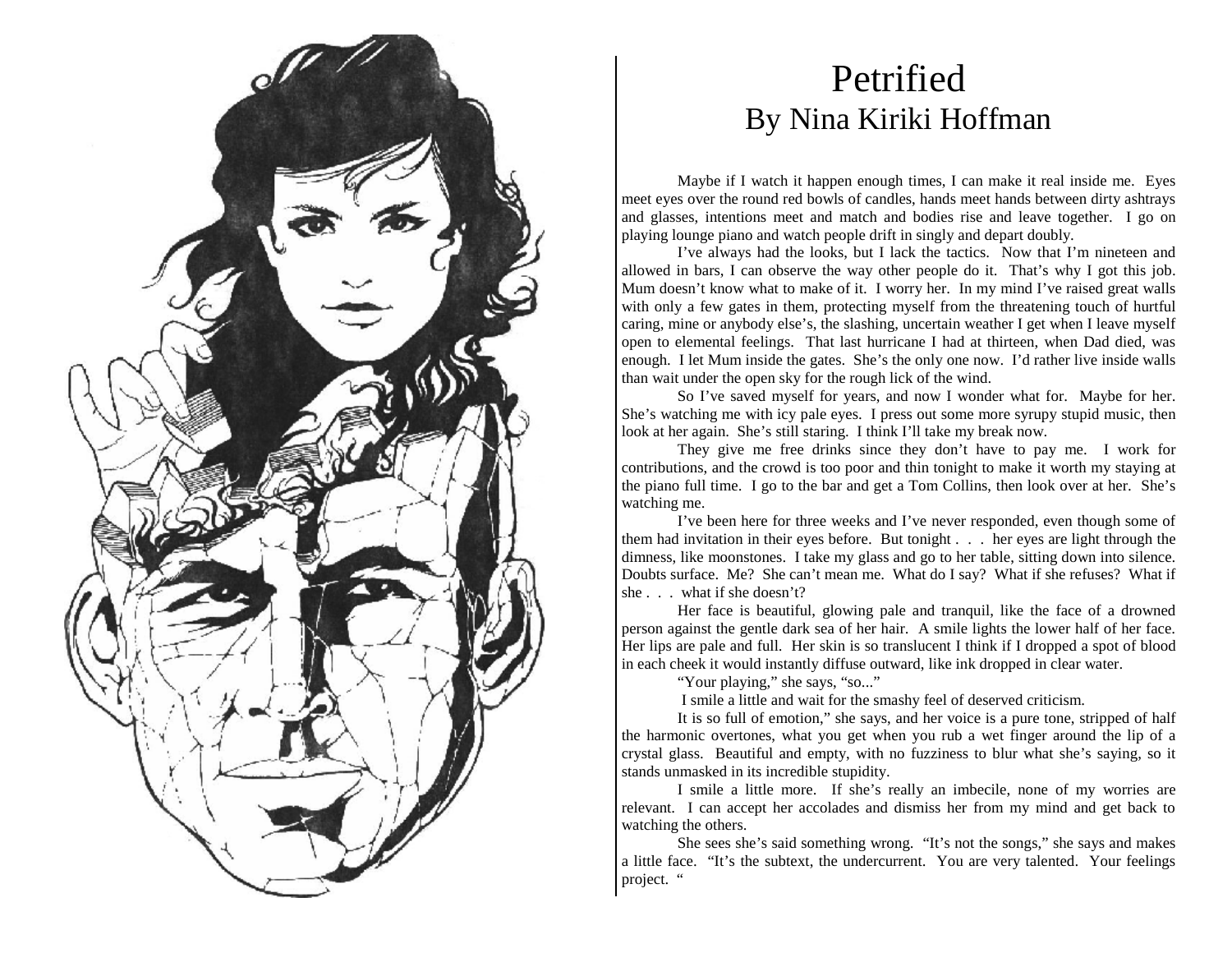# Petrified
## By Nina Kiriki Hoffman

Maybe if I watch it happen enough times, I can make it real inside me. Eyes meet eyes over the round red bowls of candles, hands meet hands between dirty ashtrays and glasses, intentions meet and match and bodies rise and leave together. I go on playing lounge piano and watch people drift in singly and depart doubly.

I've always had the looks, but I lack the tactics. Now that I'm nineteen and allowed in bars, I can observe the way other people do it. That's why I got this job. Mum doesn't know what to make of it. I worry her. In my mind I've raised great walls with only a few gates in them, protecting myself from the threatening touch of hurtful caring, mine or anybody else's, the slashing, uncertain weather I get when I leave myself open to elemental feelings. That last hurricane I had at thirteen, when Dad died, was enough. I let Mum inside the gates. She's the only one now. I'd rather live inside walls than wait under the open sky for the rough lick of the wind.

So I've saved myself for years, and now I wonder what for. Maybe for her. She's watching me with icy pale eyes. I press out some more syrupy stupid music, then look at her again. She's still staring. I think I'll take my break now.

They give me free drinks since they don't have to pay me. I work for contributions, and the crowd is too poor and thin tonight to make it worth my staying at the piano full time. I go to the bar and get a Tom Collins, then look over at her. She's watching me.

I've been here for three weeks and I've never responded, even though some of them had invitation in their eyes before. But tonight . . . her eyes are light through the dimness, like moonstones. I take my glass and go to her table, sitting down into silence. Doubts surface. Me? She can't mean me. What do I say? What if she refuses? What if she . . . what if she doesn't?

Her face is beautiful, glowing pale and tranquil, like the face of a drowned person against the gentle dark sea of her hair. A smile lights the lower half of her face. Her lips are pale and full. Her skin is so translucent I think if I dropped a spot of blood in each cheek it would instantly diffuse outward, like ink dropped in clear water.

"Your playing," she says, "so..."

I smile a little and wait for the smashy feel of deserved criticism.

It is so full of emotion," she says, and her voice is a pure tone, stripped of half the harmonic overtones, what you get when you rub a wet finger around the lip of a crystal glass. Beautiful and empty, with no fuzziness to blur what she's saying, so it stands unmasked in its incredible stupidity.

I smile a little more. If she's really an imbecile, none of my worries are relevant. I can accept her accolades and dismiss her from my mind and get back to watching the others.

She sees she's said something wrong. "It's not the songs," she says and makes a little face. "It's the subtext, the undercurrent. You are very talented. Your feelings project. "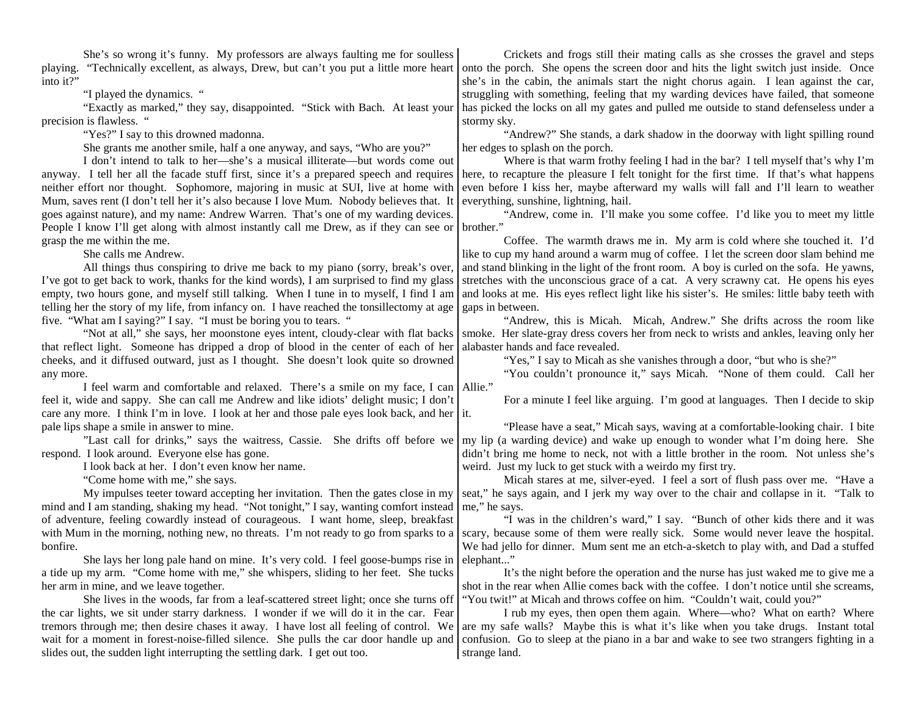She's so wrong it's funny. My professors are always faulting me for soulless playing. "Technically excellent, as always, Drew, but can't you put a little more heart into it?"

"I played the dynamics. "

"Exactly as marked," they say, disappointed. "Stick with Bach. At least your precision is flawless. "

"Yes?" I say to this drowned madonna.

She grants me another smile, half a one anyway, and says, "Who are you?"

I don't intend to talk to her—she's a musical illiterate—but words come out anyway. I tell her all the facade stuff first, since it's a prepared speech and requires neither effort nor thought. Sophomore, majoring in music at SUI, live at home with Mum, saves rent (I don't tell her it's also because I love Mum. Nobody believes that. It goes against nature), and my name: Andrew Warren. That's one of my warding devices. People I know I'll get along with almost instantly call me Drew, as if they can see or grasp the me within the me.

She calls me Andrew.

All things thus conspiring to drive me back to my piano (sorry, break's over, I've got to get back to work, thanks for the kind words), I am surprised to find my glass empty, two hours gone, and myself still talking. When I tune in to myself, I find I am telling her the story of my life, from infancy on. I have reached the tonsillectomy at age five. "What am I saying?" I say. "I must be boring you to tears. "

"Not at all," she says, her moonstone eyes intent, cloudy-clear with flat backs that reflect light. Someone has dripped a drop of blood in the center of each of her cheeks, and it diffused outward, just as I thought. She doesn't look quite so drowned any more.

I feel warm and comfortable and relaxed. There's a smile on my face, I can feel it, wide and sappy. She can call me Andrew and like idiots' delight music; I don't care any more. I think I'm in love. I look at her and those pale eyes look back, and her pale lips shape a smile in answer to mine.

"Last call for drinks," says the waitress, Cassie. She drifts off before we respond. I look around. Everyone else has gone.

I look back at her. I don't even know her name.

"Come home with me," she says.

My impulses teeter toward accepting her invitation. Then the gates close in my mind and I am standing, shaking my head. "Not tonight," I say, wanting comfort instead of adventure, feeling cowardly instead of courageous. I want home, sleep, breakfast with Mum in the morning, nothing new, no threats. I'm not ready to go from sparks to a bonfire.

She lays her long pale hand on mine. It's very cold. I feel goose-bumps rise in a tide up my arm. "Come home with me," she whispers, sliding to her feet. She tucks her arm in mine, and we leave together.

She lives in the woods, far from a leaf-scattered street light; once she turns off the car lights, we sit under starry darkness. I wonder if we will do it in the car. Fear tremors through me; then desire chases it away. I have lost all feeling of control. We wait for a moment in forest-noise-filled silence. She pulls the car door handle up and slides out, the sudden light interrupting the settling dark. I get out too.

Crickets and frogs still their mating calls as she crosses the gravel and steps onto the porch. She opens the screen door and hits the light switch just inside. Once she's in the cabin, the animals start the night chorus again. I lean against the car, struggling with something, feeling that my warding devices have failed, that someone has picked the locks on all my gates and pulled me outside to stand defenseless under a stormy sky.

"Andrew?" She stands, a dark shadow in the doorway with light spilling round her edges to splash on the porch.

Where is that warm frothy feeling I had in the bar? I tell myself that's why I'm here, to recapture the pleasure I felt tonight for the first time. If that's what happens even before I kiss her, maybe afterward my walls will fall and I'll learn to weather everything, sunshine, lightning, hail.

"Andrew, come in. I'll make you some coffee. I'd like you to meet my little brother."

Coffee. The warmth draws me in. My arm is cold where she touched it. I'd like to cup my hand around a warm mug of coffee. I let the screen door slam behind me and stand blinking in the light of the front room. A boy is curled on the sofa. He yawns, stretches with the unconscious grace of a cat. A very scrawny cat. He opens his eyes and looks at me. His eyes reflect light like his sister's. He smiles: little baby teeth with gaps in between.

"Andrew, this is Micah. Micah, Andrew." She drifts across the room like smoke. Her slate-gray dress covers her from neck to wrists and ankles, leaving only her alabaster hands and face revealed.

"Yes," I say to Micah as she vanishes through a door, "but who is she?"

"You couldn't pronounce it," says Micah. "None of them could. Call her Allie."

For a minute I feel like arguing. I'm good at languages. Then I decide to skip it.

"Please have a seat," Micah says, waving at a comfortable-looking chair. I bite my lip (a warding device) and wake up enough to wonder what I'm doing here. She didn't bring me home to neck, not with a little brother in the room. Not unless she's weird. Just my luck to get stuck with a weirdo my first try.

Micah stares at me, silver-eyed. I feel a sort of flush pass over me. "Have a seat," he says again, and I jerk my way over to the chair and collapse in it. "Talk to me," he says.

"I was in the children's ward," I say. "Bunch of other kids there and it was scary, because some of them were really sick. Some would never leave the hospital. We had jello for dinner. Mum sent me an etch-a-sketch to play with, and Dad a stuffed elephant..."

It's the night before the operation and the nurse has just waked me to give me a shot in the rear when Allie comes back with the coffee. I don't notice until she screams, "You twit!" at Micah and throws coffee on him. "Couldn't wait, could you?"

I rub my eyes, then open them again. Where—who? What on earth? Where are my safe walls? Maybe this is what it's like when you take drugs. Instant total confusion. Go to sleep at the piano in a bar and wake to see two strangers fighting in a strange land.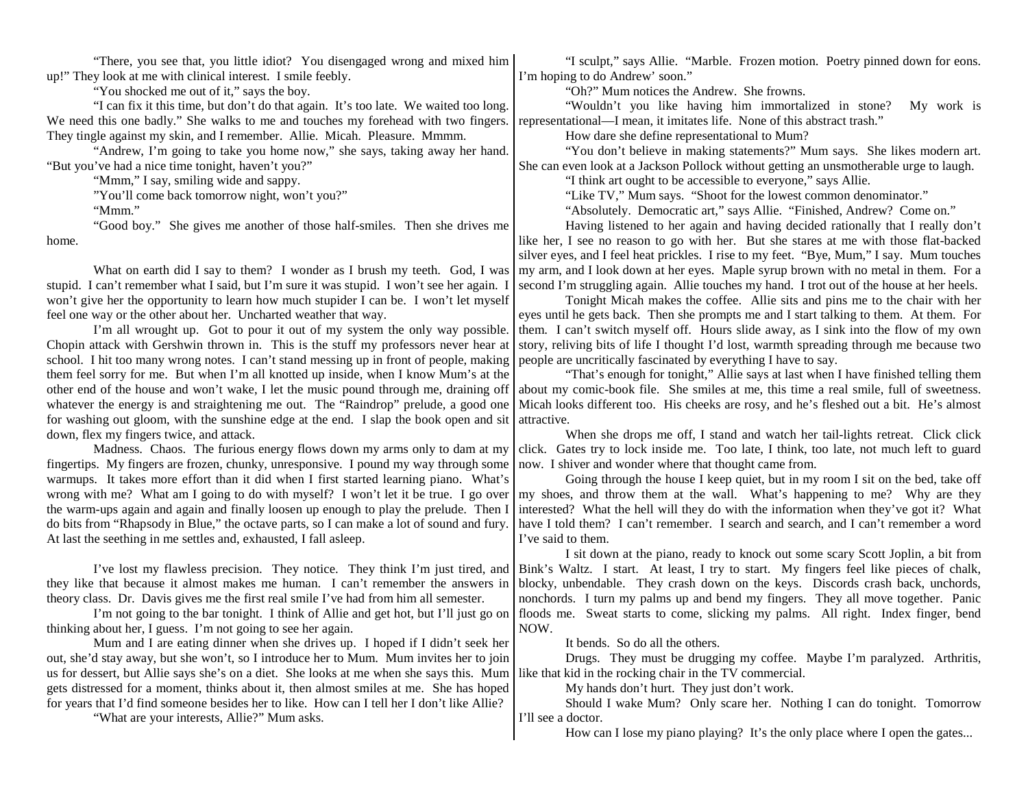"There, you see that, you little idiot? You disengaged wrong and mixed him up!" They look at me with clinical interest. I smile feebly.

"You shocked me out of it," says the boy.

"I can fix it this time, but don't do that again. It's too late. We waited too long. We need this one badly." She walks to me and touches my forehead with two fingers. They tingle against my skin, and I remember. Allie. Micah. Pleasure. Mmmm.

"Andrew, I'm going to take you home now," she says, taking away her hand. "But you've had a nice time tonight, haven't you?"

"Mmm," I say, smiling wide and sappy.

"You'll come back tomorrow night, won't you?"

"Mmm."

"Good boy." She gives me another of those half-smiles. Then she drives me home.

What on earth did I say to them? I wonder as I brush my teeth. God, I was stupid. I can't remember what I said, but I'm sure it was stupid. I won't see her again. I won't give her the opportunity to learn how much stupider I can be. I won't let myself feel one way or the other about her. Uncharted weather that way.

I'm all wrought up. Got to pour it out of my system the only way possible. Chopin attack with Gershwin thrown in. This is the stuff my professors never hear at school. I hit too many wrong notes. I can't stand messing up in front of people, making them feel sorry for me. But when I'm all knotted up inside, when I know Mum's at the other end of the house and won't wake, I let the music pound through me, draining off whatever the energy is and straightening me out. The "Raindrop" prelude, a good one for washing out gloom, with the sunshine edge at the end. I slap the book open and sit down, flex my fingers twice, and attack.

Madness. Chaos. The furious energy flows down my arms only to dam at my fingertips. My fingers are frozen, chunky, unresponsive. I pound my way through some warmups. It takes more effort than it did when I first started learning piano. What's wrong with me? What am I going to do with myself? I won't let it be true. I go over the warm-ups again and again and finally loosen up enough to play the prelude. Then I do bits from "Rhapsody in Blue," the octave parts, so I can make a lot of sound and fury. At last the seething in me settles and, exhausted, I fall asleep.

I've lost my flawless precision. They notice. They think I'm just tired, and they like that because it almost makes me human. I can't remember the answers in theory class. Dr. Davis gives me the first real smile I've had from him all semester.

I'm not going to the bar tonight. I think of Allie and get hot, but I'll just go on thinking about her, I guess. I'm not going to see her again.

Mum and I are eating dinner when she drives up. I hoped if I didn't seek her out, she'd stay away, but she won't, so I introduce her to Mum. Mum invites her to join us for dessert, but Allie says she's on a diet. She looks at me when she says this. Mum gets distressed for a moment, thinks about it, then almost smiles at me. She has hoped for years that I'd find someone besides her to like. How can I tell her I don't like Allie?

"What are your interests, Allie?" Mum asks.

"I sculpt," says Allie. "Marble. Frozen motion. Poetry pinned down for eons. I'm hoping to do Andrew' soon."

"Oh?" Mum notices the Andrew. She frowns.

"Wouldn't you like having him immortalized in stone? My work is representational—I mean, it imitates life. None of this abstract trash."

How dare she define representational to Mum?

"You don't believe in making statements?" Mum says. She likes modern art. She can even look at a Jackson Pollock without getting an unsmotherable urge to laugh.

"I think art ought to be accessible to everyone," says Allie.

"Like TV," Mum says. "Shoot for the lowest common denominator."

"Absolutely. Democratic art," says Allie. "Finished, Andrew? Come on."

Having listened to her again and having decided rationally that I really don't like her, I see no reason to go with her. But she stares at me with those flat-backed silver eyes, and I feel heat prickles. I rise to my feet. "Bye, Mum," I say. Mum touches my arm, and I look down at her eyes. Maple syrup brown with no metal in them. For a second I'm struggling again. Allie touches my hand. I trot out of the house at her heels.

Tonight Micah makes the coffee. Allie sits and pins me to the chair with her eyes until he gets back. Then she prompts me and I start talking to them. At them. For them. I can't switch myself off. Hours slide away, as I sink into the flow of my own story, reliving bits of life I thought I'd lost, warmth spreading through me because two people are uncritically fascinated by everything I have to say.

"That's enough for tonight," Allie says at last when I have finished telling them about my comic-book file. She smiles at me, this time a real smile, full of sweetness. Micah looks different too. His cheeks are rosy, and he's fleshed out a bit. He's almost attractive.

When she drops me off, I stand and watch her tail-lights retreat. Click click click. Gates try to lock inside me. Too late, I think, too late, not much left to guard now. I shiver and wonder where that thought came from.

Going through the house I keep quiet, but in my room I sit on the bed, take off my shoes, and throw them at the wall. What's happening to me? Why are they interested? What the hell will they do with the information when they've got it? What have I told them? I can't remember. I search and search, and I can't remember a word I've said to them.

I sit down at the piano, ready to knock out some scary Scott Joplin, a bit from Bink's Waltz. I start. At least, I try to start. My fingers feel like pieces of chalk, blocky, unbendable. They crash down on the keys. Discords crash back, unchords, nonchords. I turn my palms up and bend my fingers. They all move together. Panic floods me. Sweat starts to come, slicking my palms. All right. Index finger, bend NOW.

It bends. So do all the others.

Drugs. They must be drugging my coffee. Maybe I'm paralyzed. Arthritis, like that kid in the rocking chair in the TV commercial.

My hands don't hurt. They just don't work.

Should I wake Mum? Only scare her. Nothing I can do tonight. Tomorrow I'll see a doctor.

How can I lose my piano playing? It's the only place where I open the gates...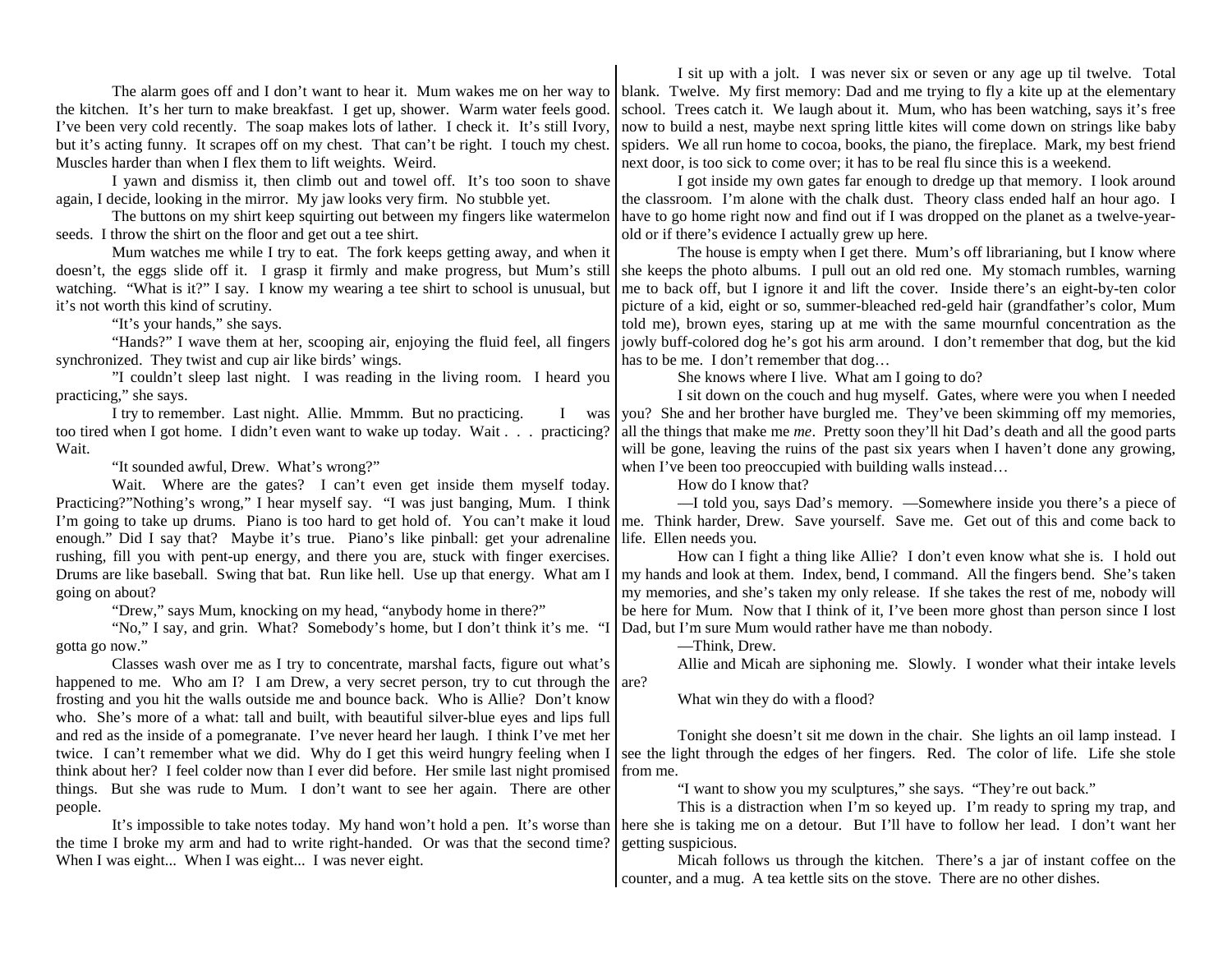The alarm goes off and I don't want to hear it. Mum wakes me on her way to the kitchen. It's her turn to make breakfast. I get up, shower. Warm water feels good. I've been very cold recently. The soap makes lots of lather. I check it. It's still Ivory, but it's acting funny. It scrapes off on my chest. That can't be right. I touch my chest. Muscles harder than when I flex them to lift weights. Weird.

I yawn and dismiss it, then climb out and towel off. It's too soon to shave again, I decide, looking in the mirror. My jaw looks very firm. No stubble yet.

The buttons on my shirt keep squirting out between my fingers like watermelon seeds. I throw the shirt on the floor and get out a tee shirt.

Mum watches me while I try to eat. The fork keeps getting away, and when it doesn't, the eggs slide off it. I grasp it firmly and make progress, but Mum's still watching. "What is it?" I say. I know my wearing a tee shirt to school is unusual, but it's not worth this kind of scrutiny.

"It's your hands," she says.

"Hands?" I wave them at her, scooping air, enjoying the fluid feel, all fingers synchronized. They twist and cup air like birds' wings.

"I couldn't sleep last night. I was reading in the living room. I heard you practicing," she says.

I try to remember. Last night. Allie. Mmmm. But no practicing. I was too tired when I got home. I didn't even want to wake up today. Wait . . . practicing? Wait.

"It sounded awful, Drew. What's wrong?"

Wait. Where are the gates? I can't even get inside them myself today. Practicing?"Nothing's wrong," I hear myself say. "I was just banging, Mum. I think I'm going to take up drums. Piano is too hard to get hold of. You can't make it loud enough." Did I say that? Maybe it's true. Piano's like pinball: get your adrenaline rushing, fill you with pent-up energy, and there you are, stuck with finger exercises. Drums are like baseball. Swing that bat. Run like hell. Use up that energy. What am I going on about?

"Drew," says Mum, knocking on my head, "anybody home in there?"

"No," I say, and grin. What? Somebody's home, but I don't think it's me. "I gotta go now."

Classes wash over me as I try to concentrate, marshal facts, figure out what's happened to me. Who am I? I am Drew, a very secret person, try to cut through the frosting and you hit the walls outside me and bounce back. Who is Allie? Don't know who. She's more of a what: tall and built, with beautiful silver-blue eyes and lips full and red as the inside of a pomegranate. I've never heard her laugh. I think I've met her twice. I can't remember what we did. Why do I get this weird hungry feeling when I think about her? I feel colder now than I ever did before. Her smile last night promised things. But she was rude to Mum. I don't want to see her again. There are other people.

It's impossible to take notes today. My hand won't hold a pen. It's worse than the time I broke my arm and had to write right-handed. Or was that the second time? When I was eight... When I was eight... I was never eight.

I sit up with a jolt. I was never six or seven or any age up til twelve. Total blank. Twelve. My first memory: Dad and me trying to fly a kite up at the elementary school. Trees catch it. We laugh about it. Mum, who has been watching, says it's free now to build a nest, maybe next spring little kites will come down on strings like baby spiders. We all run home to cocoa, books, the piano, the fireplace. Mark, my best friend next door, is too sick to come over; it has to be real flu since this is a weekend.

I got inside my own gates far enough to dredge up that memory. I look around the classroom. I'm alone with the chalk dust. Theory class ended half an hour ago. I have to go home right now and find out if I was dropped on the planet as a twelve-year-old or if there's evidence I actually grew up here.

The house is empty when I get there. Mum's off librarianing, but I know where she keeps the photo albums. I pull out an old red one. My stomach rumbles, warning me to back off, but I ignore it and lift the cover. Inside there's an eight-by-ten color picture of a kid, eight or so, summer-bleached red-geld hair (grandfather's color, Mum told me), brown eyes, staring up at me with the same mournful concentration as the jowly buff-colored dog he's got his arm around. I don't remember that dog, but the kid has to be me. I don't remember that dog…

She knows where I live. What am I going to do?

I sit down on the couch and hug myself. Gates, where were you when I needed you? She and her brother have burgled me. They've been skimming off my memories, all the things that make me *me*. Pretty soon they'll hit Dad's death and all the good parts will be gone, leaving the ruins of the past six years when I haven't done any growing, when I've been too preoccupied with building walls instead…

How do I know that?

—I told you, says Dad's memory. —Somewhere inside you there's a piece of me. Think harder, Drew. Save yourself. Save me. Get out of this and come back to life. Ellen needs you.

How can I fight a thing like Allie? I don't even know what she is. I hold out my hands and look at them. Index, bend, I command. All the fingers bend. She's taken my memories, and she's taken my only release. If she takes the rest of me, nobody will be here for Mum. Now that I think of it, I've been more ghost than person since I lost Dad, but I'm sure Mum would rather have me than nobody.

—Think, Drew.

Allie and Micah are siphoning me. Slowly. I wonder what their intake levels are?

What win they do with a flood?

Tonight she doesn't sit me down in the chair. She lights an oil lamp instead. I see the light through the edges of her fingers. Red. The color of life. Life she stole from me.

"I want to show you my sculptures," she says. "They're out back."

This is a distraction when I'm so keyed up. I'm ready to spring my trap, and here she is taking me on a detour. But I'll have to follow her lead. I don't want her getting suspicious.

Micah follows us through the kitchen. There's a jar of instant coffee on the counter, and a mug. A tea kettle sits on the stove. There are no other dishes.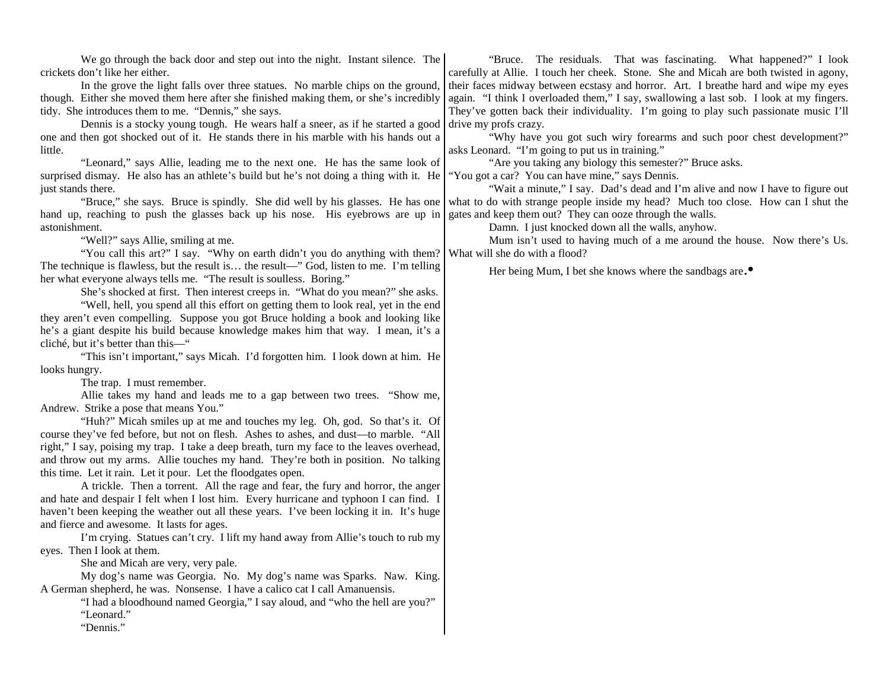We go through the back door and step out into the night. Instant silence. The crickets don't like her either.

In the grove the light falls over three statues. No marble chips on the ground, though. Either she moved them here after she finished making them, or she's incredibly tidy. She introduces them to me. "Dennis," she says.

Dennis is a stocky young tough. He wears half a sneer, as if he started a good one and then got shocked out of it. He stands there in his marble with his hands out a little.

"Leonard," says Allie, leading me to the next one. He has the same look of surprised dismay. He also has an athlete's build but he's not doing a thing with it. He just stands there.

"Bruce," she says. Bruce is spindly. She did well by his glasses. He has one hand up, reaching to push the glasses back up his nose. His eyebrows are up in astonishment.

"Well?" says Allie, smiling at me.

"You call this art?" I say. "Why on earth didn't you do anything with them? The technique is flawless, but the result is… the result—" God, listen to me. I'm telling her what everyone always tells me. "The result is soulless. Boring."

She's shocked at first. Then interest creeps in. "What do you mean?" she asks.

"Well, hell, you spend all this effort on getting them to look real, yet in the end they aren't even compelling. Suppose you got Bruce holding a book and looking like he's a giant despite his build because knowledge makes him that way. I mean, it's a cliché, but it's better than this—"

"This isn't important," says Micah. I'd forgotten him. I look down at him. He looks hungry.

The trap. I must remember.

Allie takes my hand and leads me to a gap between two trees. "Show me, Andrew. Strike a pose that means You."

"Huh?" Micah smiles up at me and touches my leg. Oh, god. So that's it. Of course they've fed before, but not on flesh. Ashes to ashes, and dust—to marble. "All right," I say, poising my trap. I take a deep breath, turn my face to the leaves overhead, and throw out my arms. Allie touches my hand. They're both in position. No talking this time. Let it rain. Let it pour. Let the floodgates open.

A trickle. Then a torrent. All the rage and fear, the fury and horror, the anger and hate and despair I felt when I lost him. Every hurricane and typhoon I can find. I haven't been keeping the weather out all these years. I've been locking it in. It's huge and fierce and awesome. It lasts for ages.

I'm crying. Statues can't cry. I lift my hand away from Allie's touch to rub my eyes. Then I look at them.

She and Micah are very, very pale.

My dog's name was Georgia. No. My dog's name was Sparks. Naw. King. A German shepherd, he was. Nonsense. I have a calico cat I call Amanuensis.

"I had a bloodhound named Georgia," I say aloud, and "who the hell are you?"

"Leonard."

"Dennis."

"Bruce. The residuals. That was fascinating. What happened?" I look carefully at Allie. I touch her cheek. Stone. She and Micah are both twisted in agony, their faces midway between ecstasy and horror. Art. I breathe hard and wipe my eyes again. "I think I overloaded them," I say, swallowing a last sob. I look at my fingers. They've gotten back their individuality. I'm going to play such passionate music I'll drive my profs crazy.

"Why have you got such wiry forearms and such poor chest development?" asks Leonard. "I'm going to put us in training."

"Are you taking any biology this semester?" Bruce asks.

"You got a car? You can have mine," says Dennis.

"Wait a minute," I say. Dad's dead and I'm alive and now I have to figure out what to do with strange people inside my head? Much too close. How can I shut the gates and keep them out? They can ooze through the walls.

Damn. I just knocked down all the walls, anyhow.

Mum isn't used to having much of a me around the house. Now there's Us. What will she do with a flood?

Her being Mum, I bet she knows where the sandbags are.•